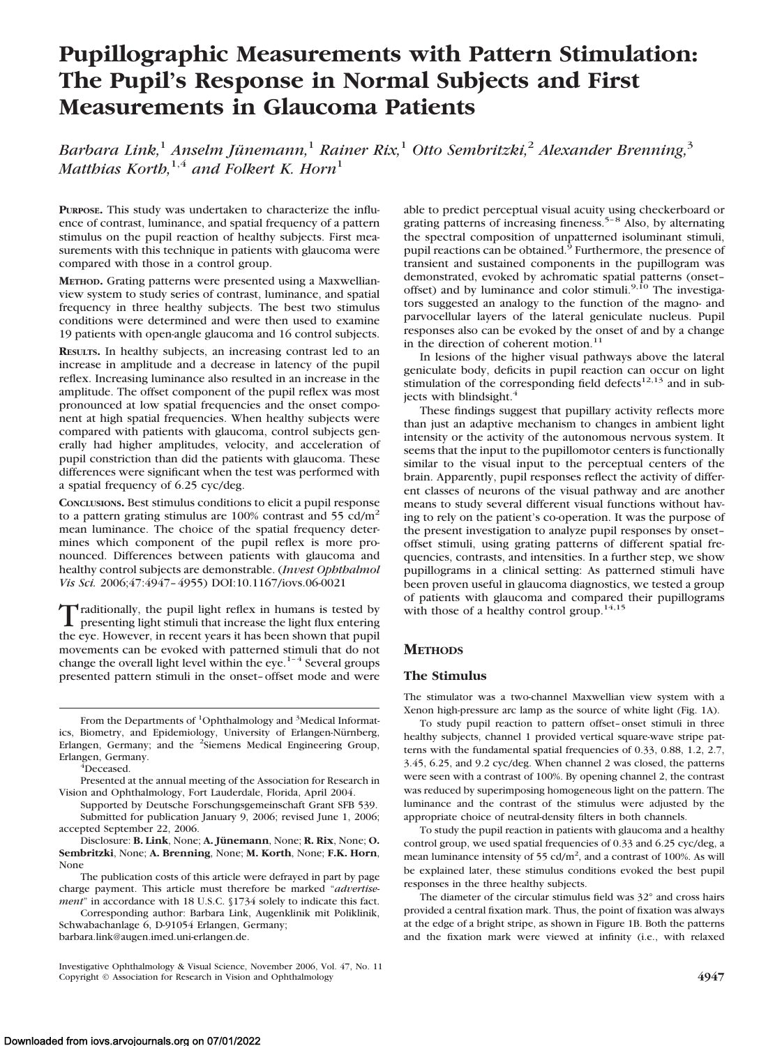# Pupillographic Measurements with Pattern Stimulation: The Pupil's Response in Normal Subjects and First Measurements in Glaucoma Patients

*Barbara Link,[1] Anselm Jünemann,[1] Rainer Rix,[1] Otto Sembritzki,[2] Alexander Brenning,[3] Matthias Korth,[1,4] and Folkert K. Horn[1]*

**PURPOSE.** This study was undertaken to characterize the influence of contrast, luminance, and spatial frequency of a pattern stimulus on the pupil reaction of healthy subjects. First measurements with this technique in patients with glaucoma were compared with those in a control group.

**METHOD.** Grating patterns were presented using a Maxwellian-view system to study series of contrast, luminance, and spatial frequency in three healthy subjects. The best two stimulus conditions were determined and were then used to examine 19 patients with open-angle glaucoma and 16 control subjects.

**RESULTS.** In healthy subjects, an increasing contrast led to an increase in amplitude and a decrease in latency of the pupil reflex. Increasing luminance also resulted in an increase in the amplitude. The offset component of the pupil reflex was most pronounced at low spatial frequencies and the onset component at high spatial frequencies. When healthy subjects were compared with patients with glaucoma, control subjects generally had higher amplitudes, velocity, and acceleration of pupil constriction than did the patients with glaucoma. These differences were significant when the test was performed with a spatial frequency of 6.25 cyc/deg.

**CONCLUSIONS.** Best stimulus conditions to elicit a pupil response to a pattern grating stimulus are 100% contrast and 55 cd/m$^2$ mean luminance. The choice of the spatial frequency determines which component of the pupil reflex is more pronounced. Differences between patients with glaucoma and healthy control subjects are demonstrable. (*Invest Ophthalmol Vis Sci.* 2006;47:4947–4955) DOI:10.1167/iovs.06-0021

Traditionally, the pupil light reflex in humans is tested by presenting light stimuli that increase the light flux entering the eye. However, in recent years it has been shown that pupil movements can be evoked with patterned stimuli that do not change the overall light level within the eye.[1–4] Several groups presented pattern stimuli in the onset–offset mode and were able to predict perceptual visual acuity using checkerboard or grating patterns of increasing fineness.[5–8] Also, by alternating the spectral composition of unpatterned isoluminant stimuli, pupil reactions can be obtained.[9] Furthermore, the presence of transient and sustained components in the pupillogram was demonstrated, evoked by achromatic spatial patterns (onset–offset) and by luminance and color stimuli.[9,10] The investigators suggested an analogy to the function of the magno- and parvocellular layers of the lateral geniculate nucleus. Pupil responses also can be evoked by the onset of and by a change in the direction of coherent motion.[11]

In lesions of the higher visual pathways above the lateral geniculate body, deficits in pupil reaction can occur on light stimulation of the corresponding field defects[12,13] and in subjects with blindsight.[4]

These findings suggest that pupillary activity reflects more than just an adaptive mechanism to changes in ambient light intensity or the activity of the autonomous nervous system. It seems that the input to the pupillomotor centers is functionally similar to the visual input to the perceptual centers of the brain. Apparently, pupil responses reflect the activity of different classes of neurons of the visual pathway and are another means to study several different visual functions without having to rely on the patient's co-operation. It was the purpose of the present investigation to analyze pupil responses by onset–offset stimuli, using grating patterns of different spatial frequencies, contrasts, and intensities. In a further step, we show pupillograms in a clinical setting: As patterned stimuli have been proven useful in glaucoma diagnostics, we tested a group of patients with glaucoma and compared their pupillograms with those of a healthy control group.[14,15]

## METHODS

### The Stimulus

The stimulator was a two-channel Maxwellian view system with a Xenon high-pressure arc lamp as the source of white light (Fig. 1A).

To study pupil reaction to pattern offset–onset stimuli in three healthy subjects, channel 1 provided vertical square-wave stripe patterns with the fundamental spatial frequencies of 0.33, 0.88, 1.2, 2.7, 3.45, 6.25, and 9.2 cyc/deg. When channel 2 was closed, the patterns were seen with a contrast of 100%. By opening channel 2, the contrast was reduced by superimposing homogeneous light on the pattern. The luminance and the contrast of the stimulus were adjusted by the appropriate choice of neutral-density filters in both channels.

To study the pupil reaction in patients with glaucoma and a healthy control group, we used spatial frequencies of 0.33 and 6.25 cyc/deg, a mean luminance intensity of 55 cd/m$^2$, and a contrast of 100%. As will be explained later, these stimulus conditions evoked the best pupil responses in the three healthy subjects.

The diameter of the circular stimulus field was 32° and cross hairs provided a central fixation mark. Thus, the point of fixation was always at the edge of a bright stripe, as shown in Figure 1B. Both the patterns and the fixation mark were viewed at infinity (i.e., with relaxed

---

From the Departments of [1]Ophthalmology and [3]Medical Informatics, Biometry, and Epidemiology, University of Erlangen-Nürnberg, Erlangen, Germany; and the [2]Siemens Medical Engineering Group, Erlangen, Germany.

[4]Deceased.

Presented at the annual meeting of the Association for Research in Vision and Ophthalmology, Fort Lauderdale, Florida, April 2004.

Supported by Deutsche Forschungsgemeinschaft Grant SFB 539.

Submitted for publication January 9, 2006; revised June 1, 2006; accepted September 22, 2006.

Disclosure: **B. Link**, None; **A. Jünemann**, None; **R. Rix**, None; **O. Sembritzki**, None; **A. Brenning**, None; **M. Korth**, None; **F.K. Horn**, None

The publication costs of this article were defrayed in part by page charge payment. This article must therefore be marked "*advertisement*" in accordance with 18 U.S.C. §1734 solely to indicate this fact.

Corresponding author: Barbara Link, Augenklinik mit Poliklinik, Schwabachanlage 6, D-91054 Erlangen, Germany; barbara.link@augen.imed.uni-erlangen.de.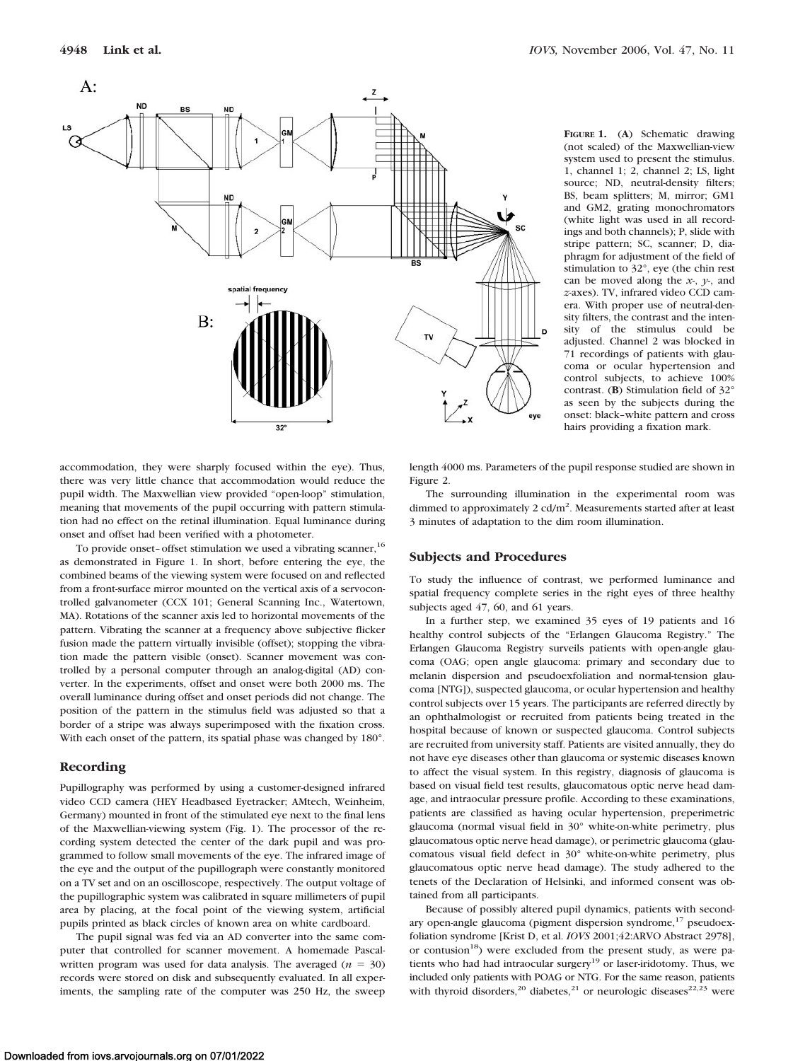**Figure 1.** (**A**) Schematic drawing (not scaled) of the Maxwellian-view system used to present the stimulus. 1, channel 1; 2, channel 2; LS, light source; ND, neutral-density filters; BS, beam splitters; M, mirror; GM1 and GM2, grating monochromators (white light was used in all recordings and both channels); P, slide with stripe pattern; SC, scanner; D, diaphragm for adjustment of the field of stimulation to 32°, eye (the chin rest can be moved along the *x*-, *y*-, and *z*-axes). TV, infrared video CCD camera. With proper use of neutral-density filters, the contrast and the intensity of the stimulus could be adjusted. Channel 2 was blocked in 71 recordings of patients with glaucoma or ocular hypertension and control subjects, to achieve 100% contrast. (**B**) Stimulation field of 32° as seen by the subjects during the onset: black–white pattern and cross hairs providing a fixation mark.

accommodation, they were sharply focused within the eye). Thus, there was very little chance that accommodation would reduce the pupil width. The Maxwellian view provided "open-loop" stimulation, meaning that movements of the pupil occurring with pattern stimulation had no effect on the retinal illumination. Equal luminance during onset and offset had been verified with a photometer.

To provide onset–offset stimulation we used a vibrating scanner,[16] as demonstrated in Figure 1. In short, before entering the eye, the combined beams of the viewing system were focused on and reflected from a front-surface mirror mounted on the vertical axis of a servocontrolled galvanometer (CCX 101; General Scanning Inc., Watertown, MA). Rotations of the scanner axis led to horizontal movements of the pattern. Vibrating the scanner at a frequency above subjective flicker fusion made the pattern virtually invisible (offset); stopping the vibration made the pattern visible (onset). Scanner movement was controlled by a personal computer through an analog-digital (AD) converter. In the experiments, offset and onset were both 2000 ms. The overall luminance during offset and onset periods did not change. The position of the pattern in the stimulus field was adjusted so that a border of a stripe was always superimposed with the fixation cross. With each onset of the pattern, its spatial phase was changed by 180°.

## Recording

Pupillography was performed by using a customer-designed infrared video CCD camera (HEY Headbased Eyetracker; AMtech, Weinheim, Germany) mounted in front of the stimulated eye next to the final lens of the Maxwellian-viewing system (Fig. 1). The processor of the recording system detected the center of the dark pupil and was programmed to follow small movements of the eye. The infrared image of the eye and the output of the pupillograph were constantly monitored on a TV set and on an oscilloscope, respectively. The output voltage of the pupillographic system was calibrated in square millimeters of pupil area by placing, at the focal point of the viewing system, artificial pupils printed as black circles of known area on white cardboard.

The pupil signal was fed via an AD converter into the same computer that controlled for scanner movement. A homemade Pascal-written program was used for data analysis. The averaged ($n = 30$) records were stored on disk and subsequently evaluated. In all experiments, the sampling rate of the computer was 250 Hz, the sweep length 4000 ms. Parameters of the pupil response studied are shown in Figure 2.

The surrounding illumination in the experimental room was dimmed to approximately 2 cd/m$^2$. Measurements started after at least 3 minutes of adaptation to the dim room illumination.

## Subjects and Procedures

To study the influence of contrast, we performed luminance and spatial frequency complete series in the right eyes of three healthy subjects aged 47, 60, and 61 years.

In a further step, we examined 35 eyes of 19 patients and 16 healthy control subjects of the "Erlangen Glaucoma Registry." The Erlangen Glaucoma Registry surveils patients with open-angle glaucoma (OAG; open angle glaucoma: primary and secondary due to melanin dispersion and pseudoexfoliation and normal-tension glaucoma [NTG]), suspected glaucoma, or ocular hypertension and healthy control subjects over 15 years. The participants are referred directly by an ophthalmologist or recruited from patients being treated in the hospital because of known or suspected glaucoma. Control subjects are recruited from university staff. Patients are visited annually, they do not have eye diseases other than glaucoma or systemic diseases known to affect the visual system. In this registry, diagnosis of glaucoma is based on visual field test results, glaucomatous optic nerve head damage, and intraocular pressure profile. According to these examinations, patients are classified as having ocular hypertension, preperimetric glaucoma (normal visual field in 30° white-on-white perimetry, plus glaucomatous optic nerve head damage), or perimetric glaucoma (glaucomatous visual field defect in 30° white-on-white perimetry, plus glaucomatous optic nerve head damage). The study adhered to the tenets of the Declaration of Helsinki, and informed consent was obtained from all participants.

Because of possibly altered pupil dynamics, patients with secondary open-angle glaucoma (pigment dispersion syndrome,[17] pseudoexfoliation syndrome [Krist D, et al. *IOVS* 2001;42:ARVO Abstract 2978], or contusion[18]) were excluded from the present study, as were patients who had had intraocular surgery[19] or laser-iridotomy. Thus, we included only patients with POAG or NTG. For the same reason, patients with thyroid disorders,[20] diabetes,[21] or neurologic diseases[22,23] were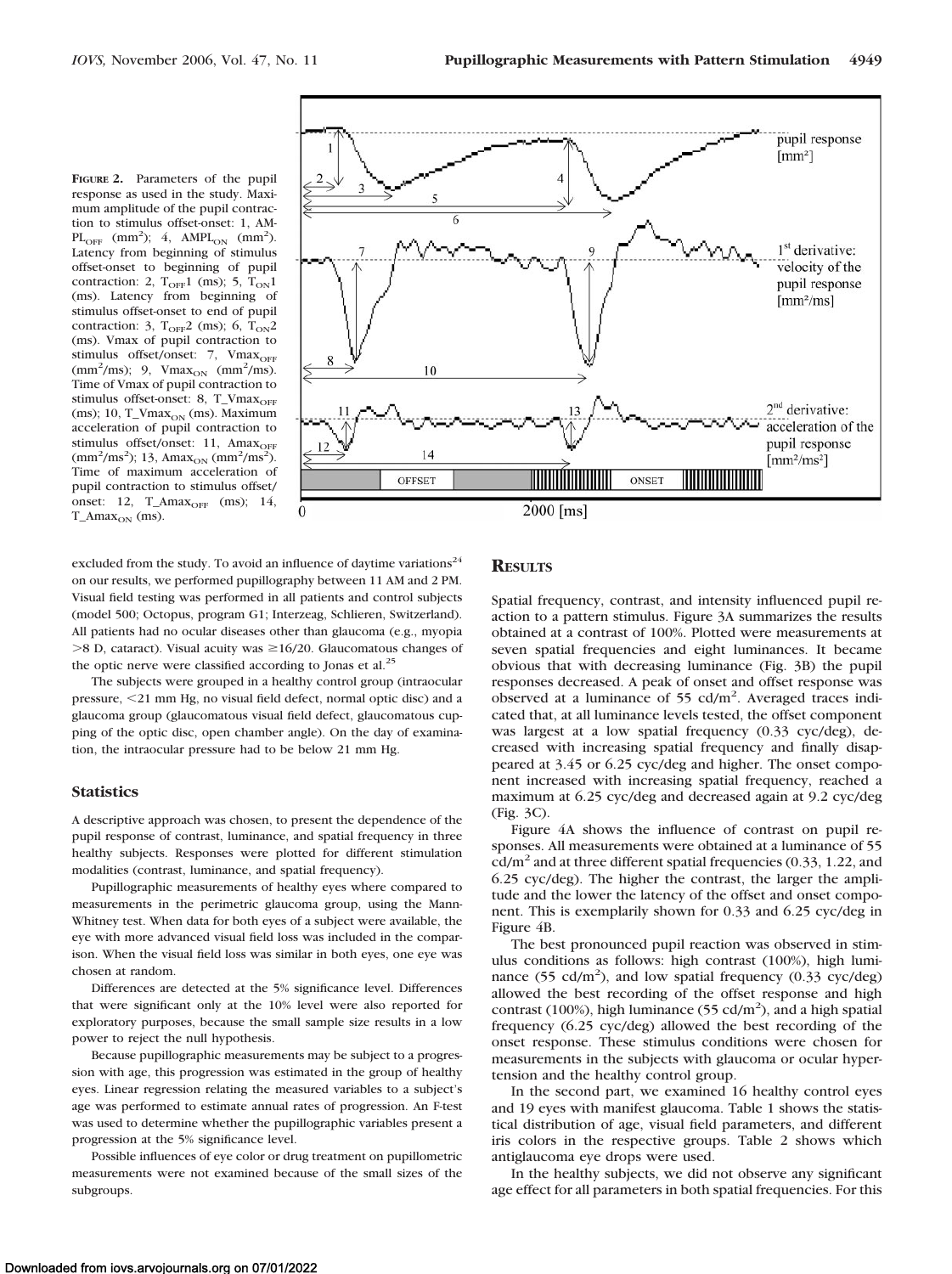**Figure 2.** Parameters of the pupil response as used in the study. Maximum amplitude of the pupil contraction to stimulus offset-onset: 1, $AMPL_{OFF}$ ($mm^2$); 4, $AMPL_{ON}$ ($mm^2$). Latency from beginning of stimulus offset-onset to beginning of pupil contraction: 2, $T_{OFF}1$ (ms); 5, $T_{ON}1$ (ms). Latency from beginning of stimulus offset-onset to end of pupil contraction: 3, $T_{OFF}2$ (ms); 6, $T_{ON}2$ (ms). Vmax of pupil contraction to stimulus offset/onset: 7, $Vmax_{OFF}$ ($mm^2$/ms); 9, $Vmax_{ON}$ ($mm^2$/ms). Time of Vmax of pupil contraction to stimulus offset-onset: 8, $T\_Vmax_{OFF}$ (ms); 10, $T\_Vmax_{ON}$ (ms). Maximum acceleration of pupil contraction to stimulus offset/onset: 11, $Amax_{OFF}$ ($mm^2/ms^2$); 13, $Amax_{ON}$ ($mm^2/ms^2$). Time of maximum acceleration of pupil contraction to stimulus offset/onset: 12, $T\_Amax_{OFF}$ (ms); 14, $T\_Amax_{ON}$ (ms).

excluded from the study. To avoid an influence of daytime variations[24] on our results, we performed pupillography between 11 AM and 2 PM. Visual field testing was performed in all patients and control subjects (model 500; Octopus, program G1; Interzeag, Schlieren, Switzerland). All patients had no ocular diseases other than glaucoma (e.g., myopia >8 D, cataract). Visual acuity was ≥16/20. Glaucomatous changes of the optic nerve were classified according to Jonas et al.[25]

The subjects were grouped in a healthy control group (intraocular pressure, <21 mm Hg, no visual field defect, normal optic disc) and a glaucoma group (glaucomatous visual field defect, glaucomatous cupping of the optic disc, open chamber angle). On the day of examination, the intraocular pressure had to be below 21 mm Hg.

### Statistics

A descriptive approach was chosen, to present the dependence of the pupil response of contrast, luminance, and spatial frequency in three healthy subjects. Responses were plotted for different stimulation modalities (contrast, luminance, and spatial frequency).

Pupillographic measurements of healthy eyes where compared to measurements in the perimetric glaucoma group, using the Mann-Whitney test. When data for both eyes of a subject were available, the eye with more advanced visual field loss was included in the comparison. When the visual field loss was similar in both eyes, one eye was chosen at random.

Differences are detected at the 5% significance level. Differences that were significant only at the 10% level were also reported for exploratory purposes, because the small sample size results in a low power to reject the null hypothesis.

Because pupillographic measurements may be subject to a progression with age, this progression was estimated in the group of healthy eyes. Linear regression relating the measured variables to a subject's age was performed to estimate annual rates of progression. An F-test was used to determine whether the pupillographic variables present a progression at the 5% significance level.

Possible influences of eye color or drug treatment on pupillometric measurements were not examined because of the small sizes of the subgroups.

## Results

Spatial frequency, contrast, and intensity influenced pupil reaction to a pattern stimulus. Figure 3A summarizes the results obtained at a contrast of 100%. Plotted were measurements at seven spatial frequencies and eight luminances. It became obvious that with decreasing luminance (Fig. 3B) the pupil responses decreased. A peak of onset and offset response was observed at a luminance of 55 cd/$m^2$. Averaged traces indicated that, at all luminance levels tested, the offset component was largest at a low spatial frequency (0.33 cyc/deg), decreased with increasing spatial frequency and finally disappeared at 3.45 or 6.25 cyc/deg and higher. The onset component increased with increasing spatial frequency, reached a maximum at 6.25 cyc/deg and decreased again at 9.2 cyc/deg (Fig. 3C).

Figure 4A shows the influence of contrast on pupil responses. All measurements were obtained at a luminance of 55 cd/$m^2$ and at three different spatial frequencies (0.33, 1.22, and 6.25 cyc/deg). The higher the contrast, the larger the amplitude and the lower the latency of the offset and onset component. This is exemplarily shown for 0.33 and 6.25 cyc/deg in Figure 4B.

The best pronounced pupil reaction was observed in stimulus conditions as follows: high contrast (100%), high luminance (55 cd/$m^2$), and low spatial frequency (0.33 cyc/deg) allowed the best recording of the offset response and high contrast (100%), high luminance (55 cd/$m^2$), and a high spatial frequency (6.25 cyc/deg) allowed the best recording of the onset response. These stimulus conditions were chosen for measurements in the subjects with glaucoma or ocular hypertension and the healthy control group.

In the second part, we examined 16 healthy control eyes and 19 eyes with manifest glaucoma. Table 1 shows the statistical distribution of age, visual field parameters, and different iris colors in the respective groups. Table 2 shows which antiglaucoma eye drops were used.

In the healthy subjects, we did not observe any significant age effect for all parameters in both spatial frequencies. For this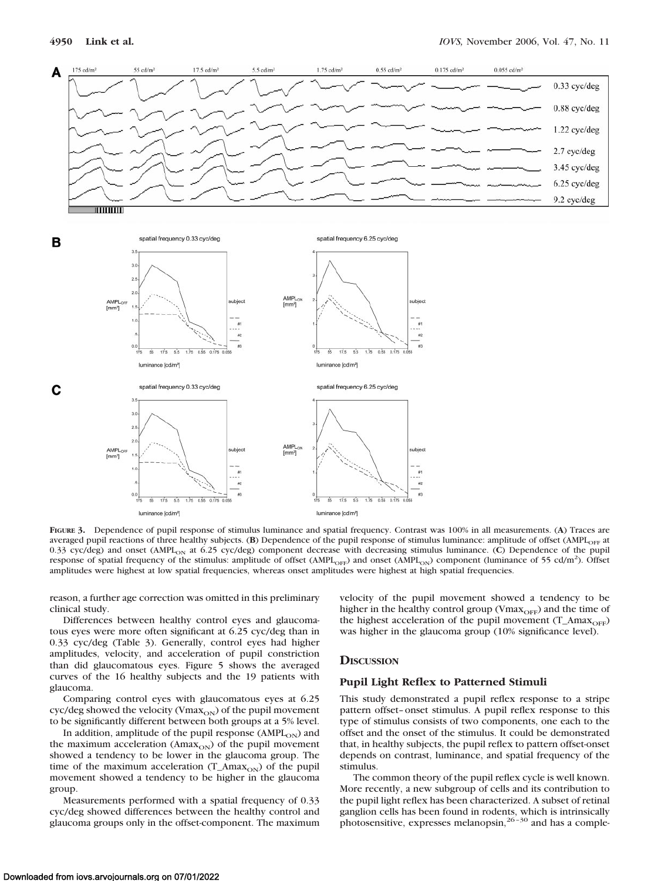**Figure 3.** Dependence of pupil response of stimulus luminance and spatial frequency. Contrast was 100% in all measurements. (**A**) Traces are averaged pupil reactions of three healthy subjects. (**B**) Dependence of the pupil response of stimulus luminance: amplitude of offset ($AMPL_{OFF}$ at 0.33 cyc/deg) and onset ($AMPL_{ON}$ at 6.25 cyc/deg) component decrease with decreasing stimulus luminance. (**C**) Dependence of the pupil response of spatial frequency of the stimulus: amplitude of offset ($AMPL_{OFF}$) and onset ($AMPL_{ON}$) component (luminance of 55 cd/m$^2$). Offset amplitudes were highest at low spatial frequencies, whereas onset amplitudes were highest at high spatial frequencies.

reason, a further age correction was omitted in this preliminary clinical study.

Differences between healthy control eyes and glaucomatous eyes were more often significant at 6.25 cyc/deg than in 0.33 cyc/deg (Table 3). Generally, control eyes had higher amplitudes, velocity, and acceleration of pupil constriction than did glaucomatous eyes. Figure 5 shows the averaged curves of the 16 healthy subjects and the 19 patients with glaucoma.

Comparing control eyes with glaucomatous eyes at 6.25 cyc/deg showed the velocity ($Vmax_{ON}$) of the pupil movement to be significantly different between both groups at a 5% level.

In addition, amplitude of the pupil response ($AMPL_{ON}$) and the maximum acceleration ($Amax_{ON}$) of the pupil movement showed a tendency to be lower in the glaucoma group. The time of the maximum acceleration ($T\_Amax_{ON}$) of the pupil movement showed a tendency to be higher in the glaucoma group.

Measurements performed with a spatial frequency of 0.33 cyc/deg showed differences between the healthy control and glaucoma groups only in the offset-component. The maximum velocity of the pupil movement showed a tendency to be higher in the healthy control group ($Vmax_{OFF}$) and the time of the highest acceleration of the pupil movement ($T\_Amax_{OFF}$) was higher in the glaucoma group (10% significance level).

## Discussion

### Pupil Light Reflex to Patterned Stimuli

This study demonstrated a pupil reflex response to a stripe pattern offset–onset stimulus. A pupil reflex response to this type of stimulus consists of two components, one each to the offset and the onset of the stimulus. It could be demonstrated that, in healthy subjects, the pupil reflex to pattern offset-onset depends on contrast, luminance, and spatial frequency of the stimulus.

The common theory of the pupil reflex cycle is well known. More recently, a new subgroup of cells and its contribution to the pupil light reflex has been characterized. A subset of retinal ganglion cells has been found in rodents, which is intrinsically photosensitive, expresses melanopsin,[26–30] and has a comple-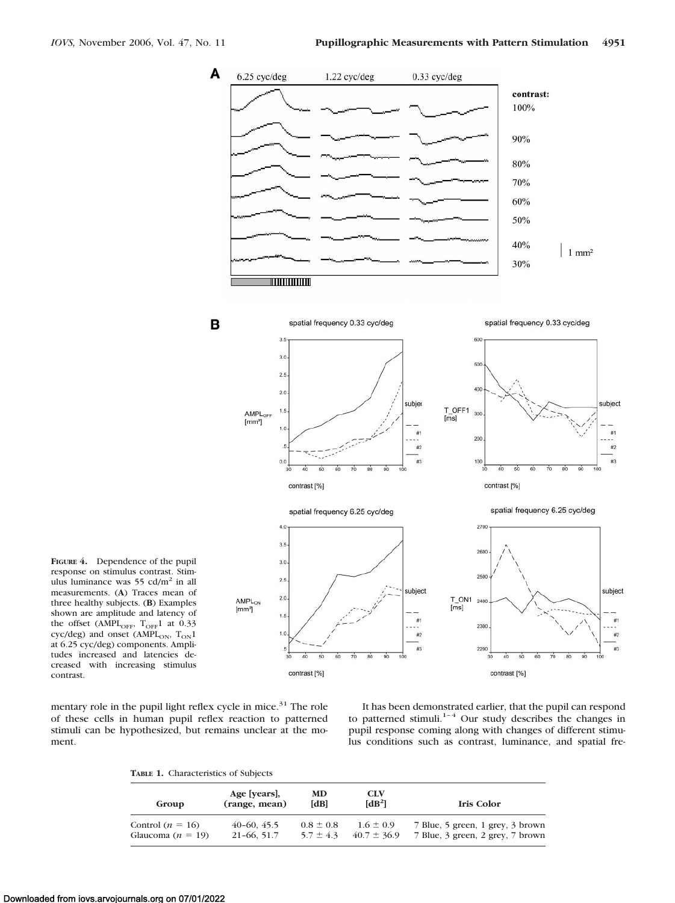**FIGURE 4.** Dependence of the pupil response on stimulus contrast. Stimulus luminance was 55 cd/m² in all measurements. (**A**) Traces mean of three healthy subjects. (**B**) Examples shown are amplitude and latency of the offset ($AMPL_{OFF}$, $T_{OFF}1$ at 0.33 cyc/deg) and onset ($AMPL_{ON}$, $T_{ON}1$ at 6.25 cyc/deg) components. Amplitudes increased and latencies decreased with increasing stimulus contrast.

mentary role in the pupil light reflex cycle in mice.[31] The role of these cells in human pupil reflex reaction to patterned stimuli can be hypothesized, but remains unclear at the moment.

It has been demonstrated earlier, that the pupil can respond to patterned stimuli.[1–4] Our study describes the changes in pupil response coming along with changes of different stimulus conditions such as contrast, luminance, and spatial fre-

**TABLE 1.** Characteristics of Subjects

| Group | Age [years], (range, mean) | MD [dB] | CLV [dB²] | Iris Color |
|---|---|---|---|---|
| Control ($n$ = 16) | 40–60, 45.5 | 0.8 ± 0.8 | 1.6 ± 0.9 | 7 Blue, 5 green, 1 grey, 3 brown |
| Glaucoma ($n$ = 19) | 21–66, 51.7 | 5.7 ± 4.3 | 40.7 ± 36.9 | 7 Blue, 3 green, 2 grey, 7 brown |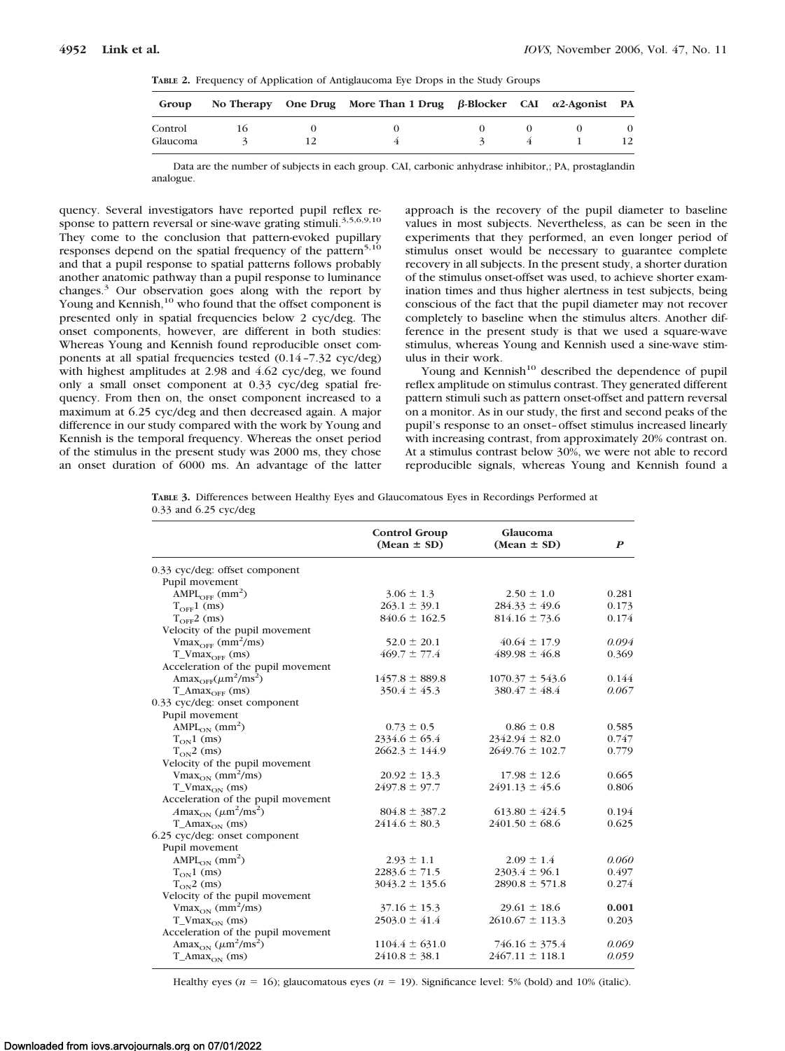**TABLE 2.** Frequency of Application of Antiglaucoma Eye Drops in the Study Groups

| Group | No Therapy | One Drug | More Than 1 Drug | β-Blocker | CAI | α2-Agonist | PA |
|---|---|---|---|---|---|---|---|
| Control | 16 | 0 | 0 | 0 | 0 | 0 | 0 |
| Glaucoma | 3 | 12 | 4 | 3 | 4 | 1 | 12 |

Data are the number of subjects in each group. CAI, carbonic anhydrase inhibitor,; PA, prostaglandin analogue.

quency. Several investigators have reported pupil reflex response to pattern reversal or sine-wave grating stimuli.[3,5,6,9,10] They come to the conclusion that pattern-evoked pupillary responses depend on the spatial frequency of the pattern[5,10] and that a pupil response to spatial patterns follows probably another anatomic pathway than a pupil response to luminance changes.[3] Our observation goes along with the report by Young and Kennish,[10] who found that the offset component is presented only in spatial frequencies below 2 cyc/deg. The onset components, however, are different in both studies: Whereas Young and Kennish found reproducible onset components at all spatial frequencies tested (0.14–7.32 cyc/deg) with highest amplitudes at 2.98 and 4.62 cyc/deg, we found only a small onset component at 0.33 cyc/deg spatial frequency. From then on, the onset component increased to a maximum at 6.25 cyc/deg and then decreased again. A major difference in our study compared with the work by Young and Kennish is the temporal frequency. Whereas the onset period of the stimulus in the present study was 2000 ms, they chose an onset duration of 6000 ms. An advantage of the latter approach is the recovery of the pupil diameter to baseline values in most subjects. Nevertheless, as can be seen in the experiments that they performed, an even longer period of stimulus onset would be necessary to guarantee complete recovery in all subjects. In the present study, a shorter duration of the stimulus onset-offset was used, to achieve shorter examination times and thus higher alertness in test subjects, being conscious of the fact that the pupil diameter may not recover completely to baseline when the stimulus alters. Another difference in the present study is that we used a square-wave stimulus, whereas Young and Kennish used a sine-wave stimulus in their work.

Young and Kennish[10] described the dependence of pupil reflex amplitude on stimulus contrast. They generated different pattern stimuli such as pattern onset-offset and pattern reversal on a monitor. As in our study, the first and second peaks of the pupil's response to an onset–offset stimulus increased linearly with increasing contrast, from approximately 20% contrast on. At a stimulus contrast below 30%, we were not able to record reproducible signals, whereas Young and Kennish found a

**TABLE 3.** Differences between Healthy Eyes and Glaucomatous Eyes in Recordings Performed at 0.33 and 6.25 cyc/deg

| | Control Group (Mean ± SD) | Glaucoma (Mean ± SD) | *P* |
|---|---|---|---|
| 0.33 cyc/deg: offset component | | | |
| Pupil movement | | | |
| $AMPL_{OFF}$ ($mm^2$) | 3.06 ± 1.3 | 2.50 ± 1.0 | 0.281 |
| $T_{OFF}1$ (ms) | 263.1 ± 39.1 | 284.33 ± 49.6 | 0.173 |
| $T_{OFF}2$ (ms) | 840.6 ± 162.5 | 814.16 ± 73.6 | 0.174 |
| Velocity of the pupil movement | | | |
| $Vmax_{OFF}$ ($mm^2$/ms) | 52.0 ± 20.1 | 40.64 ± 17.9 | *0.094* |
| $T\_Vmax_{OFF}$ (ms) | 469.7 ± 77.4 | 489.98 ± 46.8 | 0.369 |
| Acceleration of the pupil movement | | | |
| $Amax_{OFF}$ ($\mu m^2/ms^2$) | 1457.8 ± 889.8 | 1070.37 ± 543.6 | 0.144 |
| $T\_Amax_{OFF}$ (ms) | 350.4 ± 45.3 | 380.47 ± 48.4 | *0.067* |
| 0.33 cyc/deg: onset component | | | |
| Pupil movement | | | |
| $AMPL_{ON}$ ($mm^2$) | 0.73 ± 0.5 | 0.86 ± 0.8 | 0.585 |
| $T_{ON}1$ (ms) | 2334.6 ± 65.4 | 2342.94 ± 82.0 | 0.747 |
| $T_{ON}2$ (ms) | 2662.3 ± 144.9 | 2649.76 ± 102.7 | 0.779 |
| Velocity of the pupil movement | | | |
| $Vmax_{ON}$ ($mm^2$/ms) | 20.92 ± 13.3 | 17.98 ± 12.6 | 0.665 |
| $T\_Vmax_{ON}$ (ms) | 2497.8 ± 97.7 | 2491.13 ± 45.6 | 0.806 |
| Acceleration of the pupil movement | | | |
| $Amax_{ON}$ ($\mu m^2/ms^2$) | 804.8 ± 387.2 | 613.80 ± 424.5 | 0.194 |
| $T\_Amax_{ON}$ (ms) | 2414.6 ± 80.3 | 2401.50 ± 68.6 | 0.625 |
| 6.25 cyc/deg: onset component | | | |
| Pupil movement | | | |
| $AMPL_{ON}$ ($mm^2$) | 2.93 ± 1.1 | 2.09 ± 1.4 | *0.060* |
| $T_{ON}1$ (ms) | 2283.6 ± 71.5 | 2303.4 ± 96.1 | 0.497 |
| $T_{ON}2$ (ms) | 3043.2 ± 135.6 | 2890.8 ± 571.8 | 0.274 |
| Velocity of the pupil movement | | | |
| $Vmax_{ON}$ ($mm^2$/ms) | 37.16 ± 15.3 | 29.61 ± 18.6 | **0.001** |
| $T\_Vmax_{ON}$ (ms) | 2503.0 ± 41.4 | 2610.67 ± 113.3 | 0.203 |
| Acceleration of the pupil movement | | | |
| $Amax_{ON}$ ($\mu m^2/ms^2$) | 1104.4 ± 631.0 | 746.16 ± 375.4 | *0.069* |
| $T\_Amax_{ON}$ (ms) | 2410.8 ± 38.1 | 2467.11 ± 118.1 | *0.059* |

Healthy eyes ($n$ = 16); glaucomatous eyes ($n$ = 19). Significance level: 5% (bold) and 10% (italic).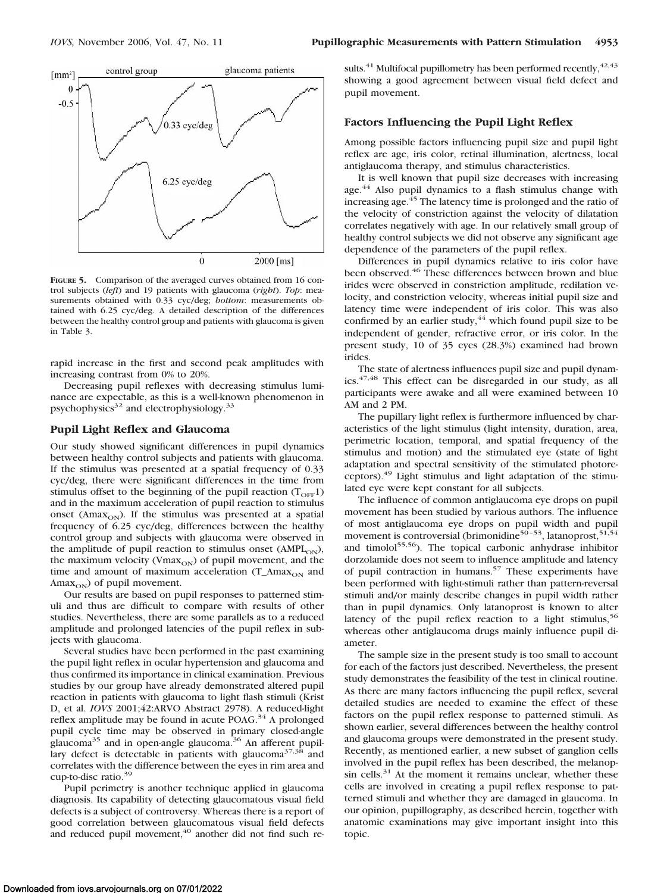FIGURE 5. Comparison of the averaged curves obtained from 16 control subjects (*left*) and 19 patients with glaucoma (*right*). *Top*: measurements obtained with 0.33 cyc/deg; *bottom*: measurements obtained with 6.25 cyc/deg. A detailed description of the differences between the healthy control group and patients with glaucoma is given in Table 3.

rapid increase in the first and second peak amplitudes with increasing contrast from 0% to 20%.

Decreasing pupil reflexes with decreasing stimulus luminance are expectable, as this is a well-known phenomenon in psychophysics[32] and electrophysiology.[33]

## Pupil Light Reflex and Glaucoma

Our study showed significant differences in pupil dynamics between healthy control subjects and patients with glaucoma. If the stimulus was presented at a spatial frequency of 0.33 cyc/deg, there were significant differences in the time from stimulus offset to the beginning of the pupil reaction ($T_{OFF}1$) and in the maximum acceleration of pupil reaction to stimulus onset ($Amax_{ON}$). If the stimulus was presented at a spatial frequency of 6.25 cyc/deg, differences between the healthy control group and subjects with glaucoma were observed in the amplitude of pupil reaction to stimulus onset ($AMPL_{ON}$), the maximum velocity ($Vmax_{ON}$) of pupil movement, and the time and amount of maximum acceleration ($T\_Amax_{ON}$ and $Amax_{ON}$) of pupil movement.

Our results are based on pupil responses to patterned stimuli and thus are difficult to compare with results of other studies. Nevertheless, there are some parallels as to a reduced amplitude and prolonged latencies of the pupil reflex in subjects with glaucoma.

Several studies have been performed in the past examining the pupil light reflex in ocular hypertension and glaucoma and thus confirmed its importance in clinical examination. Previous studies by our group have already demonstrated altered pupil reaction in patients with glaucoma to light flash stimuli (Krist D, et al. *IOVS* 2001;42:ARVO Abstract 2978). A reduced-light reflex amplitude may be found in acute POAG.[34] A prolonged pupil cycle time may be observed in primary closed-angle glaucoma[35] and in open-angle glaucoma.[36] An afferent pupillary defect is detectable in patients with glaucoma[37,38] and correlates with the difference between the eyes in rim area and cup-to-disc ratio.[39]

Pupil perimetry is another technique applied in glaucoma diagnosis. Its capability of detecting glaucomatous visual field defects is a subject of controversy. Whereas there is a report of good correlation between glaucomatous visual field defects and reduced pupil movement,[40] another did not find such results.[41] Multifocal pupillometry has been performed recently,[42,43] showing a good agreement between visual field defect and pupil movement.

## Factors Influencing the Pupil Light Reflex

Among possible factors influencing pupil size and pupil light reflex are age, iris color, retinal illumination, alertness, local antiglaucoma therapy, and stimulus characteristics.

It is well known that pupil size decreases with increasing age.[44] Also pupil dynamics to a flash stimulus change with increasing age.[45] The latency time is prolonged and the ratio of the velocity of constriction against the velocity of dilatation correlates negatively with age. In our relatively small group of healthy control subjects we did not observe any significant age dependence of the parameters of the pupil reflex.

Differences in pupil dynamics relative to iris color have been observed.[46] These differences between brown and blue irides were observed in constriction amplitude, redilation velocity, and constriction velocity, whereas initial pupil size and latency time were independent of iris color. This was also confirmed by an earlier study,[44] which found pupil size to be independent of gender, refractive error, or iris color. In the present study, 10 of 35 eyes (28.3%) examined had brown irides.

The state of alertness influences pupil size and pupil dynamics.[47,48] This effect can be disregarded in our study, as all participants were awake and all were examined between 10 AM and 2 PM.

The pupillary light reflex is furthermore influenced by characteristics of the light stimulus (light intensity, duration, area, perimetric location, temporal, and spatial frequency of the stimulus and motion) and the stimulated eye (state of light adaptation and spectral sensitivity of the stimulated photoreceptors).[49] Light stimulus and light adaptation of the stimulated eye were kept constant for all subjects.

The influence of common antiglaucoma eye drops on pupil movement has been studied by various authors. The influence of most antiglaucoma eye drops on pupil width and pupil movement is controversial (brimonidine[50–53], latanoprost,[51,54] and timolol[55,56]). The topical carbonic anhydrase inhibitor dorzolamide does not seem to influence amplitude and latency of pupil contraction in humans.[57] These experiments have been performed with light-stimuli rather than pattern-reversal stimuli and/or mainly describe changes in pupil width rather than in pupil dynamics. Only latanoprost is known to alter latency of the pupil reflex reaction to a light stimulus,[56] whereas other antiglaucoma drugs mainly influence pupil diameter.

The sample size in the present study is too small to account for each of the factors just described. Nevertheless, the present study demonstrates the feasibility of the test in clinical routine. As there are many factors influencing the pupil reflex, several detailed studies are needed to examine the effect of these factors on the pupil reflex response to patterned stimuli. As shown earlier, several differences between the healthy control and glaucoma groups were demonstrated in the present study. Recently, as mentioned earlier, a new subset of ganglion cells involved in the pupil reflex has been described, the melanopsin cells.[31] At the moment it remains unclear, whether these cells are involved in creating a pupil reflex response to patterned stimuli and whether they are damaged in glaucoma. In our opinion, pupillography, as described herein, together with anatomic examinations may give important insight into this topic.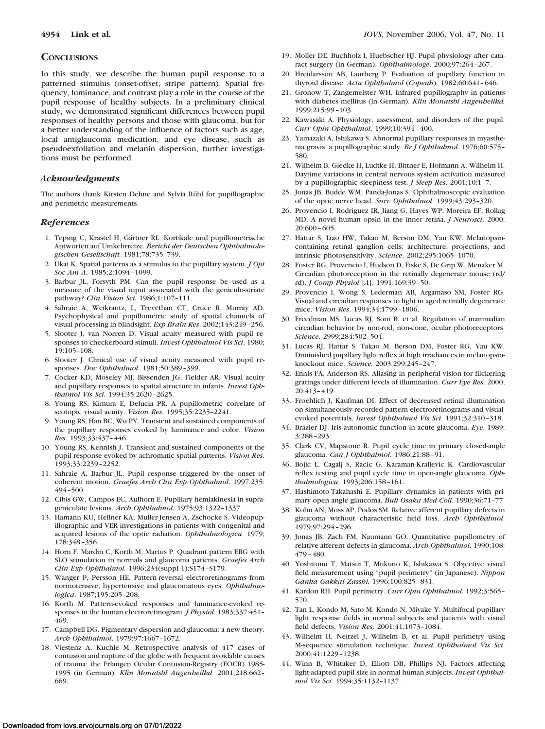## Conclusions

In this study, we describe the human pupil response to a patterned stimulus (onset-offset, stripe pattern). Spatial frequency, luminance, and contrast play a role in the course of the pupil response of healthy subjects. In a preliminary clinical study, we demonstrated significant differences between pupil responses of healthy persons and those with glaucoma, but for a better understanding of the influence of factors such as age, local antiglaucoma medication, and eye disease, such as pseudoexfoliation and melanin dispersion, further investigations must be performed.

### *Acknowledgments*

The authors thank Kirsten Dehne and Sylvia Rühl for pupillographic and perimetric measurements.

### *References*

1. Teping C, Krastel H, Gärtner RL. Kortikale und pupillometrische Antworten auf Umkehrreize. *Bericht der Deutschen Ophthalmologischen Gesellschaft.* 1981;78:735–739.
2. Ukai K. Spatial patterns as a stimulus to the pupillary system. *J Opt Soc Am A.* 1985;2:1094–1099.
3. Barbur JL, Forsyth PM. Can the pupil response be used as a measure of the visual input associated with the geniculo-striate pathway? *Clin Vision Sci.* 1986;1:107–111.
4. Sahraie A, Weikrantz, L, Trevethan CT, Cruce R, Murray AD. Psychophysical and pupillometric study of spatial channels of visual processing in blindsight. *Exp Brain Res.* 2002;143:249–256.
5. Slooter J, van Norren D. Visual acuity measured with pupil responses to checkerboard stimuli. *Invest Ophthalmol Vis Sci.* 1980; 19:105–108.
6. Slooter J. Clinical use of visual acuity measured with pupil responses. *Doc Ophthalmol.* 1981;50:389–399.
7. Cocker KD, Moseley MJ, Bissenden JG, Fielder AR. Visual acuity and pupillary responses to spatial structure in infants. *Invest Ophthalmol Vis Sci.* 1994;35:2620–2625.
8. Young RS, Kimura E, Delucia PR. A pupillometric correlate of scotopic visual acuity. *Vision Res.* 1995;35:2235–2241.
9. Young RS, Han BC, Wu PY. Transient and sustained components of the pupillary responses evoked by luminance and color. *Vision Res.* 1993;33:437–446.
10. Young RS, Kennish J. Transient and sustained components of the pupil response evoked by achromatic spatial patterns. *Vision Res.* 1993;33:2239–2252.
11. Sahraie A, Barbur JL. Pupil response triggered by the onset of coherent motion. *Graefes Arch Clin Exp Ophthalmol.* 1997;235: 494–500.
12. Cibis GW, Campos EC, Aulhorn E. Pupillary hemiakinesia in suprageniculate lesions. *Arch Ophthalmol.* 1975;93:1322–1337.
13. Hamann KU, Hellner KA, Muller-Jensen A, Zschocke S. Videopupillographic and VER investigations in patients with congenital and acquired lesions of the optic radiation. *Ophthalmologica.* 1979; 178:348–356.
14. Horn F, Mardin C, Korth M, Martus P. Quadrant pattern ERG with SLO stimulation in normals and glaucoma patients. *Graefes Arch Clin Exp Ophthalmol.* 1996;234(suppl 1):S174–S179.
15. Wanger P, Persson HE. Pattern-reversal electroretinograms from normotensive, hypertensive and glaucomatous eyes. *Ophthalmologica.* 1987;195:205–208.
16. Korth M. Pattern-evoked responses and luminance-evoked responses in the human electroretinogram. *J Physiol.* 1983;337:451–469.
17. Campbell DG. Pigmentary dispersion and glaucoma: a new theory. *Arch Ophthalmol.* 1979;97:1667–1672.
18. Viestenz A, Kuchle M. Retrospective analysis of 417 cases of contusion and rupture of the globe with frequent avoidable causes of trauma: the Erlangen Ocular Contusion-Registry (EOCR) 1985-1995 (in German). *Klin Monatsbl Augenheilkd.* 2001;218:662–669.
19. Moller DE, Buchholz I, Huebscher HJ. Pupil physiology after cataract surgery (in German). *Ophthalmologe.* 2000;97:264–267.
20. Hreidarsson AB, Laurberg P. Evaluation of pupillary function in thyroid disease. *Acta Ophthalmol (Copenh).* 1982;60:641–646.
21. Gronow T, Zangemeister WH. Infrared pupillography in patients with diabetes mellitus (in German). *Klin Monatsbl Augenheilkd.* 1999;215:99–103.
22. Kawasaki A. Physiology, assessment, and disorders of the pupil. *Curr Opin Ophthalmol.* 1999;10:394–400.
23. Yamazaki A, Ishikawa S. Abnormal pupillary responses in myasthenia gravis: a pupillographic study. *Br J Ophthalmol.* 1976;60:575–580.
24. Wilhelm B, Giedke H, Ludtke H, Bittner E, Hofmann A, Wilhelm H. Daytime variations in central nervous system activation measured by a pupillographic sleepiness test. *J Sleep Res.* 2001;10:1–7.
25. Jonas JB, Budde WM, Panda-Jonas S. Ophthalmoscopic evaluation of the optic nerve head. *Surv Ophthalmol.* 1999;43:293–320.
26. Provencio I, Rodriguez IR, Jiang G, Hayes WP, Moreira EF, Rollag MD. A novel human opsin in the inner retina. *J Neurosci.* 2000; 20:600–605.
27. Hattar S, Liao HW, Takao M, Berson DM, Yau KW. Melanopsin-containing retinal ganglion cells: architecture, projections, and intrinsic photosensitivity. *Science.* 2002;295:1065–1070.
28. Foster RG, Provencio I, Hudson D, Fiske S, De Grip W, Menaker M. Circadian photoreception in the retinally degenerate mouse (rd/rd). *J Comp Physiol [A].* 1991;169:39–50.
29. Provencio I, Wong S, Lederman AB, Argamaso SM, Foster RG. Visual and circadian responses to light in aged retinally degenerate mice. *Vision Res.* 1994;34:1799–1806.
30. Freedman MS, Lucas RJ, Soni B, et al. Regulation of mammalian circadian behavior by non-rod, non-cone, ocular photoreceptors. *Science.* 2999;284:502–504.
31. Lucas RJ, Hattar S, Takao M, Berson DM, Foster RG, Yau KW. Diminished pupillary light reflex at high irradiances in melanopsin-knockout mice. *Science.* 2003;299:245–247.
32. Ennis FA, Anderson RS. Aliasing in peripheral vision for flickering gratings under different levels of illumination. *Curr Eye Res.* 2000; 20:413–419.
33. Froehlich J, Kaufman DI. Effect of decreased retinal illumination on simultaneously recorded pattern electroretinograms and visual-evoked potentials. *Invest Ophthalmol Vis Sci.* 1991;32:310–318.
34. Brazier DJ. Iris autonomic function in acute glaucoma. *Eye.* 1989; 3:288–293.
35. Clark CV, Mapstone R. Pupil cycle time in primary closed-angle glaucoma. *Can J Ophthalmol.* 1986;21:88–91.
36. Bojic L, Cagalj S, Racic G, Karaman-Kraljevic K. Cardiovascular reflex testing and pupil cycle time in open-angle glaucoma. *Ophthalmologica.* 1993;206:158–161.
37. Hashimoto-Takahashi E. Pupillary dynamics in patients with primary open angle glaucoma. *Bull Osaka Med Coll.* 1990;36:71–77.
38. Kohn AN, Moss AP, Podos SM. Relative afferent pupillary defects in glaucoma without characteristic field loss. *Arch Ophthalmol.* 1979;97:294–296.
39. Jonas JB, Zach FM, Naumann GO. Quantitative pupillometry of relative afferent defects in glaucoma. *Arch Ophthalmol.* 1990;108: 479–480.
40. Yoshitomi T, Matsui T, Mukuno K, Ishikawa S. Objective visual field measurement using "pupil perimetry" (in Japanese). *Nippon Ganka Gakkai Zasshi.* 1996;100:825–831.
41. Kardon RH. Pupil perimetry. *Curr Opin Ophthalmol.* 1992;3:565–570.
42. Tan L, Kondo M, Sato M, Kondo N, Miyake Y. Multifocal pupillary light response fields in normal subjects and patients with visual field defects. *Vision Res.* 2001;41:1073–1084.
43. Wilhelm H, Neitzel J, Wilhelm B, et al. Pupil perimetry using M-sequence stimulation technique. *Invest Ophthalmol Vis Sci.* 2000;41:1229–1238.
44. Winn B, Whitaker D, Elliott DB, Phillips NJ. Factors affecting light-adapted pupil size in normal human subjects. *Invest Ophthalmol Vis Sci.* 1994;35:1132–1137.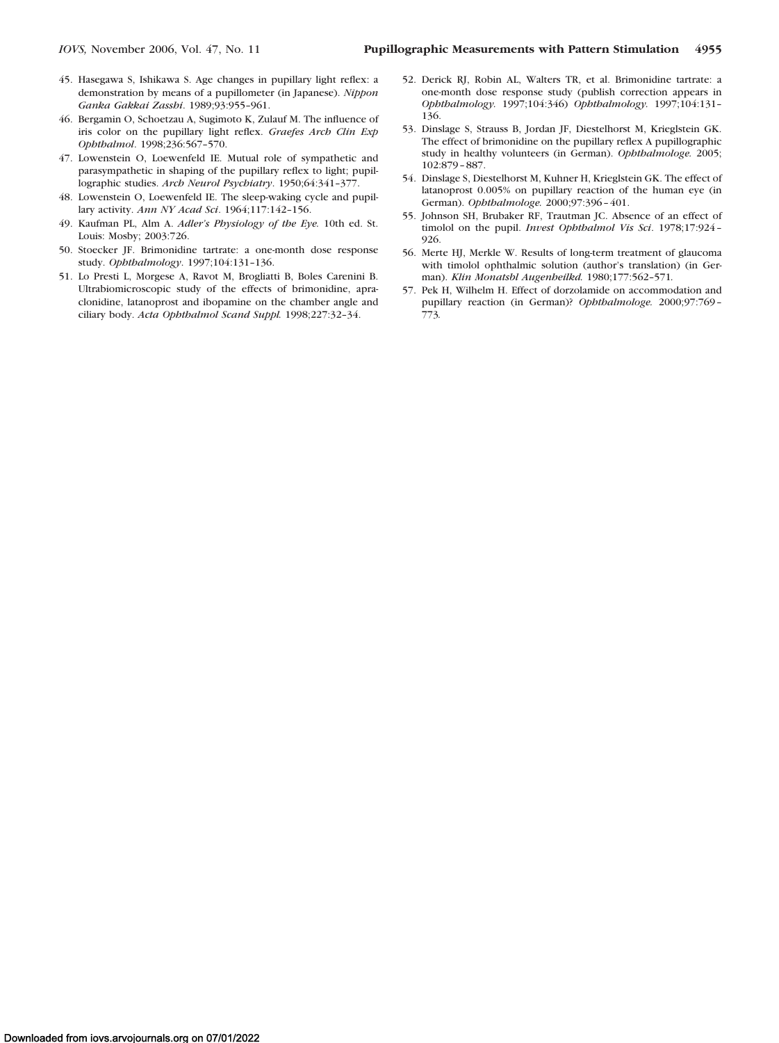45. Hasegawa S, Ishikawa S. Age changes in pupillary light reflex: a demonstration by means of a pupillometer (in Japanese). *Nippon Ganka Gakkai Zasshi*. 1989;93:955–961.
46. Bergamin O, Schoetzau A, Sugimoto K, Zulauf M. The influence of iris color on the pupillary light reflex. *Graefes Arch Clin Exp Ophthalmol*. 1998;236:567–570.
47. Lowenstein O, Loewenfeld IE. Mutual role of sympathetic and parasympathetic in shaping of the pupillary reflex to light; pupillographic studies. *Arch Neurol Psychiatry*. 1950;64:341–377.
48. Lowenstein O, Loewenfeld IE. The sleep-waking cycle and pupillary activity. *Ann NY Acad Sci*. 1964;117:142–156.
49. Kaufman PL, Alm A. *Adler's Physiology of the Eye.* 10th ed. St. Louis: Mosby; 2003:726.
50. Stoecker JF. Brimonidine tartrate: a one-month dose response study. *Ophthalmology*. 1997;104:131–136.
51. Lo Presti L, Morgese A, Ravot M, Brogliatti B, Boles Carenini B. Ultrabiomicroscopic study of the effects of brimonidine, apraclonidine, latanoprost and ibopamine on the chamber angle and ciliary body. *Acta Ophthalmol Scand Suppl.* 1998;227:32–34.
52. Derick RJ, Robin AL, Walters TR, et al. Brimonidine tartrate: a one-month dose response study (publish correction appears in *Ophthalmology.* 1997;104:346) *Ophthalmology.* 1997;104:131–136.
53. Dinslage S, Strauss B, Jordan JF, Diestelhorst M, Krieglstein GK. The effect of brimonidine on the pupillary reflex A pupillographic study in healthy volunteers (in German). *Ophthalmologe.* 2005; 102:879–887.
54. Dinslage S, Diestelhorst M, Kuhner H, Krieglstein GK. The effect of latanoprost 0.005% on pupillary reaction of the human eye (in German). *Ophthalmologe.* 2000;97:396–401.
55. Johnson SH, Brubaker RF, Trautman JC. Absence of an effect of timolol on the pupil. *Invest Ophthalmol Vis Sci*. 1978;17:924–926.
56. Merte HJ, Merkle W. Results of long-term treatment of glaucoma with timolol ophthalmic solution (author's translation) (in German). *Klin Monatsbl Augenheilkd.* 1980;177:562–571.
57. Pek H, Wilhelm H. Effect of dorzolamide on accommodation and pupillary reaction (in German)? *Ophthalmologe.* 2000;97:769–773.